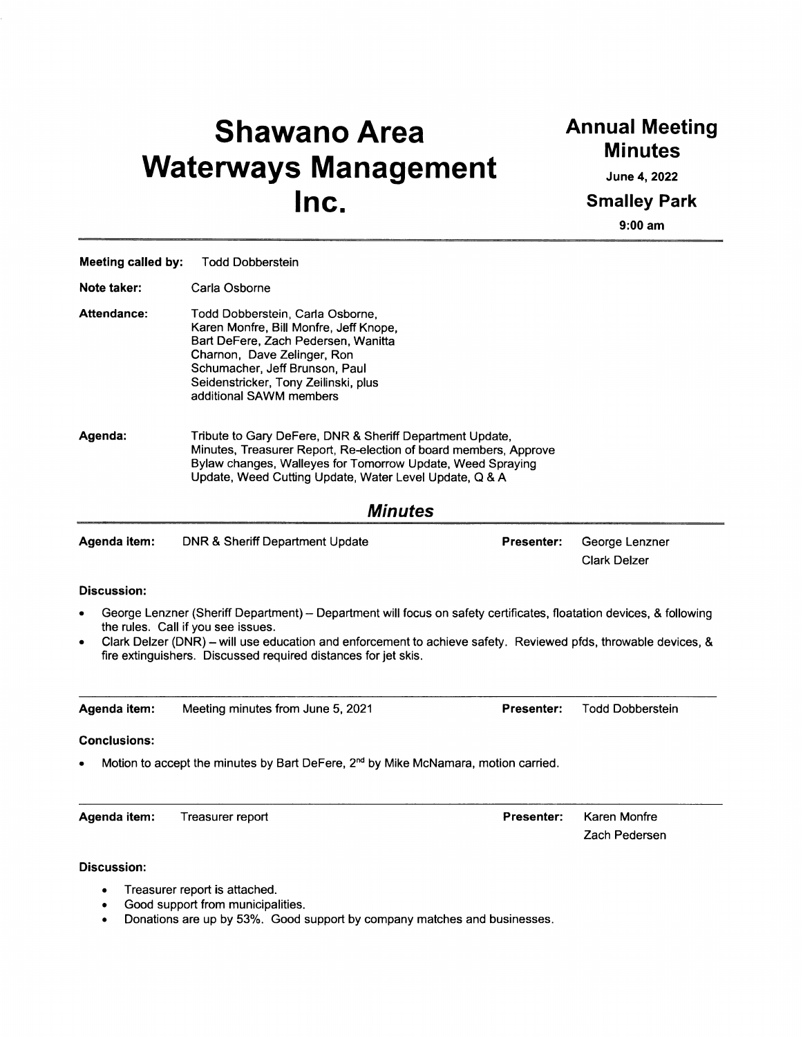# Shawano Area Waterways Management Inc.

## Annual Meeting Minutes

**June 4, 2022**

**Smalley Park**

**9:00 am**

---

**Meeting called by:** Todd Dobberstein

**Note taker:** Carla Osborne

**Attendance:** Todd Dobberstein, Carla Osborne, Karen Monfre, Bill Monfre, Jeff Knope, Bart DeFere, Zach Pedersen, Wanitta Charnon, Dave Zelinger, Ron Schumacher, Jeff Brunson, Paul Seidenstricker, Tony Zeilinski, plus additional SAWM members

**Agenda:** Tribute to Gary DeFere, DNR & Sheriff Department Update, Minutes, Treasurer Report, Re-election of board members, Approve Bylaw changes, Walleyes for Tomorrow Update, Weed Spraying Update, Weed Cutting Update, Water Level Update, Q & A

## *Minutes*

---

**Agenda item:** DNR & Sheriff Department Update **Presenter:** George Lenzner, Clark Delzer

**Discussion:**

- George Lenzner (Sheriff Department) – Department will focus on safety certificates, floatation devices, & following the rules. Call if you see issues.
- Clark Delzer (DNR) – will use education and enforcement to achieve safety. Reviewed pfds, throwable devices, & fire extinguishers. Discussed required distances for jet skis.

---

**Agenda item:** Meeting minutes from June 5, 2021 **Presenter:** Todd Dobberstein

**Conclusions:**

- Motion to accept the minutes by Bart DeFere, 2nd by Mike McNamara, motion carried.

---

**Agenda item:** Treasurer report **Presenter:** Karen Monfre, Zach Pedersen

**Discussion:**

- Treasurer report is attached.
- Good support from municipalities.
- Donations are up by 53%. Good support by company matches and businesses.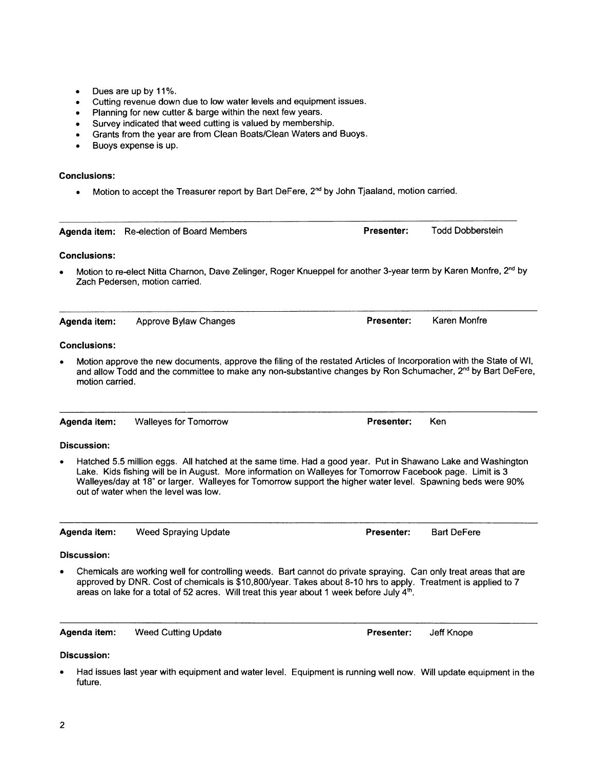- Dues are up by 11%.
- Cutting revenue down due to low water levels and equipment issues.
- Planning for new cutter & barge within the next few years.
- Survey indicated that weed cutting is valued by membership.
- Grants from the year are from Clean Boats/Clean Waters and Buoys.
- Buoys expense is up.

**Conclusions:**

- Motion to accept the Treasurer report by Bart DeFere, 2nd by John Tjaaland, motion carried.

---

**Agenda item:** Re-election of Board Members **Presenter:** Todd Dobberstein

**Conclusions:**

- Motion to re-elect Nitta Charnon, Dave Zelinger, Roger Knueppel for another 3-year term by Karen Monfre, 2nd by Zach Pedersen, motion carried.

---

**Agenda item:** Approve Bylaw Changes **Presenter:** Karen Monfre

**Conclusions:**

- Motion approve the new documents, approve the filing of the restated Articles of Incorporation with the State of WI, and allow Todd and the committee to make any non-substantive changes by Ron Schumacher, 2nd by Bart DeFere, motion carried.

---

**Agenda item:** Walleyes for Tomorrow **Presenter:** Ken

**Discussion:**

- Hatched 5.5 million eggs. All hatched at the same time. Had a good year. Put in Shawano Lake and Washington Lake. Kids fishing will be in August. More information on Walleyes for Tomorrow Facebook page. Limit is 3 Walleyes/day at 18" or larger. Walleyes for Tomorrow support the higher water level. Spawning beds were 90% out of water when the level was low.

---

**Agenda item:** Weed Spraying Update **Presenter:** Bart DeFere

**Discussion:**

- Chemicals are working well for controlling weeds. Bart cannot do private spraying. Can only treat areas that are approved by DNR. Cost of chemicals is $10,800/year. Takes about 8-10 hrs to apply. Treatment is applied to 7 areas on lake for a total of 52 acres. Will treat this year about 1 week before July 4th.

---

**Agenda item:** Weed Cutting Update **Presenter:** Jeff Knope

**Discussion:**

- Had issues last year with equipment and water level. Equipment is running well now. Will update equipment in the future.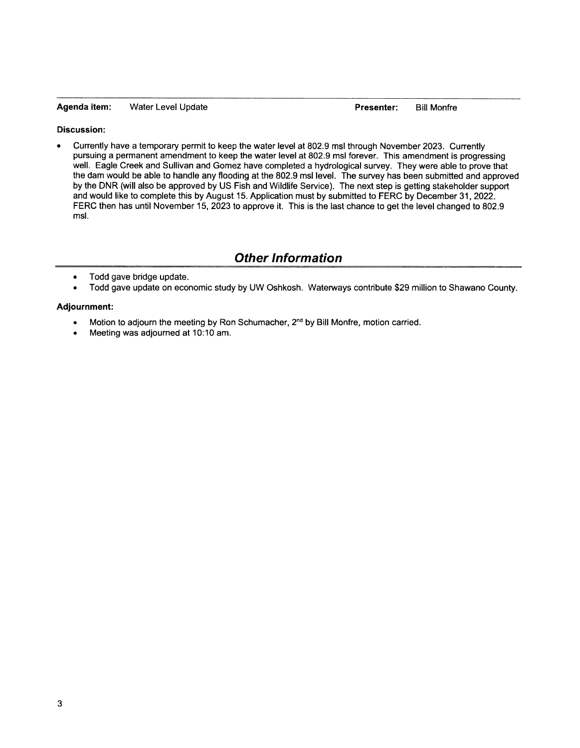**Agenda item:** Water Level Update **Presenter:** Bill Monfre

**Discussion:**

- Currently have a temporary permit to keep the water level at 802.9 msl through November 2023. Currently pursuing a permanent amendment to keep the water level at 802.9 msl forever. This amendment is progressing well. Eagle Creek and Sullivan and Gomez have completed a hydrological survey. They were able to prove that the dam would be able to handle any flooding at the 802.9 msl level. The survey has been submitted and approved by the DNR (will also be approved by US Fish and Wildlife Service). The next step is getting stakeholder support and would like to complete this by August 15. Application must by submitted to FERC by December 31, 2022. FERC then has until November 15, 2023 to approve it. This is the last chance to get the level changed to 802.9 msl.

## *Other Information*

- Todd gave bridge update.
- Todd gave update on economic study by UW Oshkosh. Waterways contribute $29 million to Shawano County.

**Adjournment:**

- Motion to adjourn the meeting by Ron Schumacher, 2nd by Bill Monfre, motion carried.
- Meeting was adjourned at 10:10 am.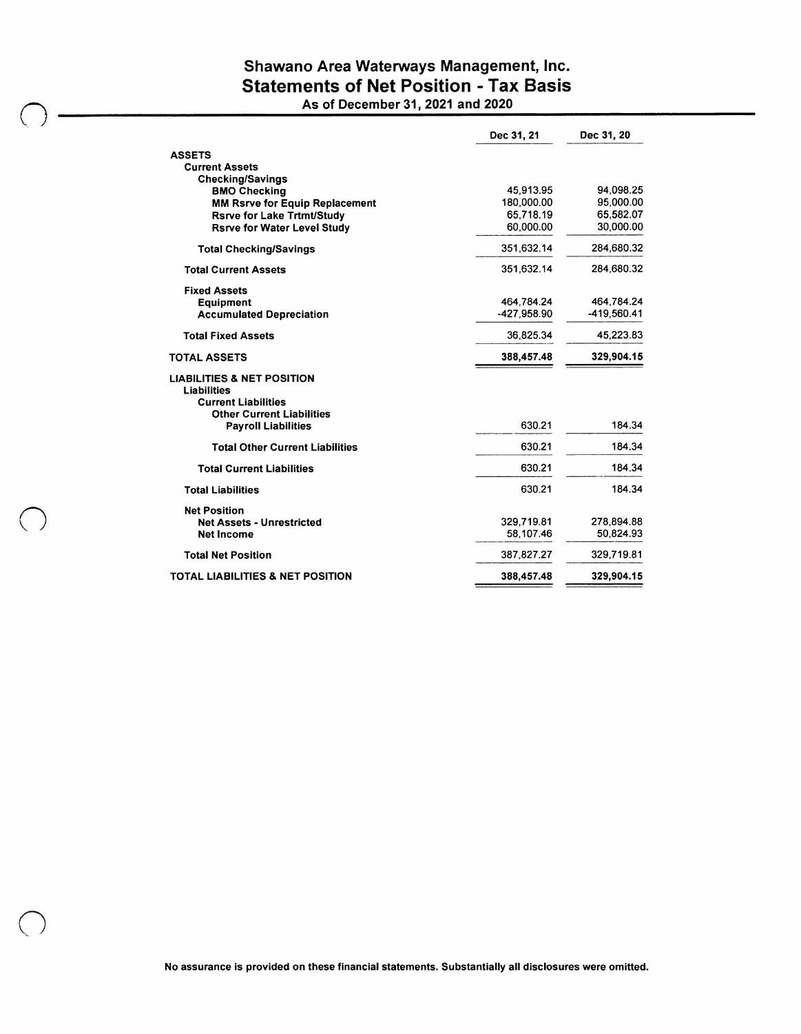# Shawano Area Waterways Management, Inc.
## Statements of Net Position - Tax Basis
### As of December 31, 2021 and 2020

| | Dec 31, 21 | Dec 31, 20 |
|---|---|---|
| **ASSETS** | | |
| **Current Assets** | | |
| **Checking/Savings** | | |
| **BMO Checking** | 45,913.95 | 94,098.25 |
| **MM Rsrve for Equip Replacement** | 180,000.00 | 95,000.00 |
| **Rsrve for Lake Trtmt/Study** | 65,718.19 | 65,582.07 |
| **Rsrve for Water Level Study** | 60,000.00 | 30,000.00 |
| **Total Checking/Savings** | 351,632.14 | 284,680.32 |
| **Total Current Assets** | 351,632.14 | 284,680.32 |
| **Fixed Assets** | | |
| **Equipment** | 464,784.24 | 464,784.24 |
| **Accumulated Depreciation** | -427,958.90 | -419,560.41 |
| **Total Fixed Assets** | 36,825.34 | 45,223.83 |
| **TOTAL ASSETS** | **388,457.48** | **329,904.15** |
| **LIABILITIES & NET POSITION** | | |
| **Liabilities** | | |
| **Current Liabilities** | | |
| **Other Current Liabilities** | | |
| **Payroll Liabilities** | 630.21 | 184.34 |
| **Total Other Current Liabilities** | 630.21 | 184.34 |
| **Total Current Liabilities** | 630.21 | 184.34 |
| **Total Liabilities** | 630.21 | 184.34 |
| **Net Position** | | |
| **Net Assets - Unrestricted** | 329,719.81 | 278,894.88 |
| **Net Income** | 58,107.46 | 50,824.93 |
| **Total Net Position** | 387,827.27 | 329,719.81 |
| **TOTAL LIABILITIES & NET POSITION** | **388,457.48** | **329,904.15** |

**No assurance is provided on these financial statements. Substantially all disclosures were omitted.**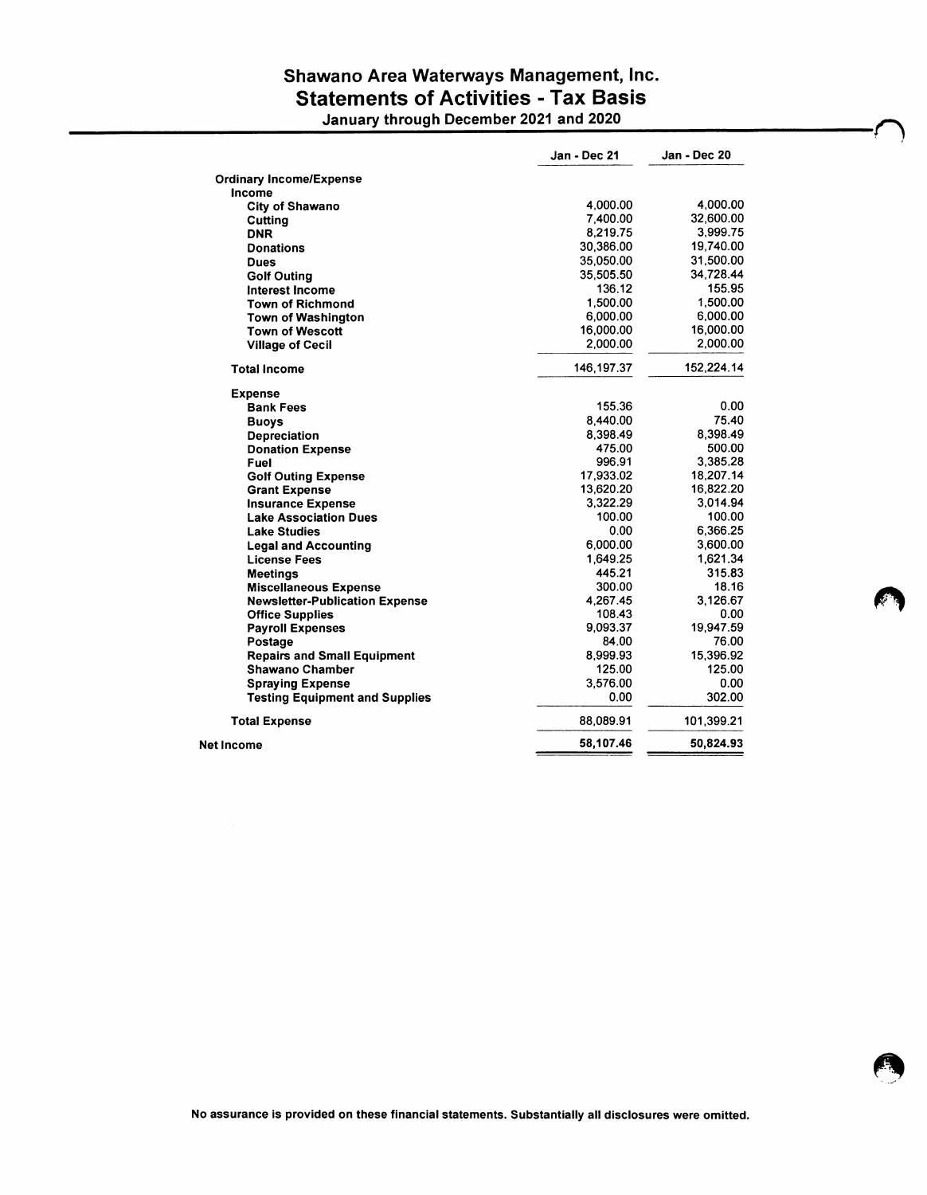# Shawano Area Waterways Management, Inc.
## Statements of Activities - Tax Basis
### January through December 2021 and 2020

| | Jan - Dec 21 | Jan - Dec 20 |
|---|---|---|
| **Ordinary Income/Expense** | | |
| **Income** | | |
| **City of Shawano** | 4,000.00 | 4,000.00 |
| **Cutting** | 7,400.00 | 32,600.00 |
| **DNR** | 8,219.75 | 3,999.75 |
| **Donations** | 30,386.00 | 19,740.00 |
| **Dues** | 35,050.00 | 31,500.00 |
| **Golf Outing** | 35,505.50 | 34,728.44 |
| **Interest Income** | 136.12 | 155.95 |
| **Town of Richmond** | 1,500.00 | 1,500.00 |
| **Town of Washington** | 6,000.00 | 6,000.00 |
| **Town of Wescott** | 16,000.00 | 16,000.00 |
| **Village of Cecil** | 2,000.00 | 2,000.00 |
| **Total Income** | 146,197.37 | 152,224.14 |
| **Expense** | | |
| **Bank Fees** | 155.36 | 0.00 |
| **Buoys** | 8,440.00 | 75.40 |
| **Depreciation** | 8,398.49 | 8,398.49 |
| **Donation Expense** | 475.00 | 500.00 |
| **Fuel** | 996.91 | 3,385.28 |
| **Golf Outing Expense** | 17,933.02 | 18,207.14 |
| **Grant Expense** | 13,620.20 | 16,822.20 |
| **Insurance Expense** | 3,322.29 | 3,014.94 |
| **Lake Association Dues** | 100.00 | 100.00 |
| **Lake Studies** | 0.00 | 6,366.25 |
| **Legal and Accounting** | 6,000.00 | 3,600.00 |
| **License Fees** | 1,649.25 | 1,621.34 |
| **Meetings** | 445.21 | 315.83 |
| **Miscellaneous Expense** | 300.00 | 18.16 |
| **Newsletter-Publication Expense** | 4,267.45 | 3,126.67 |
| **Office Supplies** | 108.43 | 0.00 |
| **Payroll Expenses** | 9,093.37 | 19,947.59 |
| **Postage** | 84.00 | 76.00 |
| **Repairs and Small Equipment** | 8,999.93 | 15,396.92 |
| **Shawano Chamber** | 125.00 | 125.00 |
| **Spraying Expense** | 3,576.00 | 0.00 |
| **Testing Equipment and Supplies** | 0.00 | 302.00 |
| **Total Expense** | 88,089.91 | 101,399.21 |
| **Net Income** | **58,107.46** | **50,824.93** |

**No assurance is provided on these financial statements. Substantially all disclosures were omitted.**